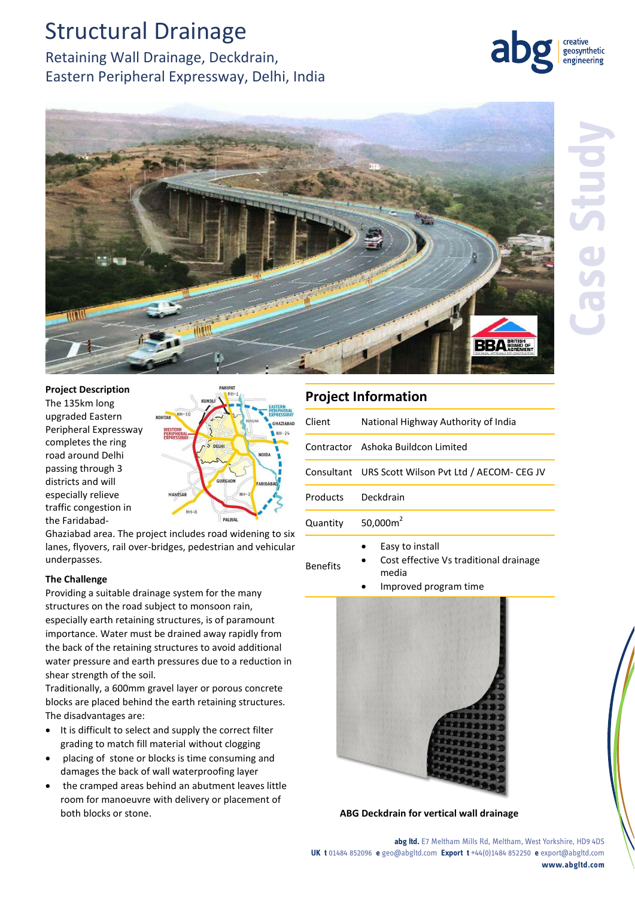# Structural Drainage

## Retaining Wall Drainage, Deckdrain, Eastern Peripheral Expressway, Delhi, India

Case Study

**Project Description**

The 135km long upgraded Eastern Peripheral Expressway completes the ring road around Delhi passing through 3 districts and will especially relieve traffic congestion in the Faridabad-Ghaziabad area. The project includes road widening to six lanes, flyovers, rail over-bridges, pedestrian and vehicular underpasses.

**The Challenge**

Providing a suitable drainage system for the many structures on the road subject to monsoon rain, especially earth retaining structures, is of paramount importance. Water must be drained away rapidly from the back of the retaining structures to avoid additional water pressure and earth pressures due to a reduction in shear strength of the soil.

Traditionally, a 600mm gravel layer or porous concrete blocks are placed behind the earth retaining structures. The disadvantages are:

- It is difficult to select and supply the correct filter grading to match fill material without clogging
- placing of stone or blocks is time consuming and damages the back of wall waterproofing layer
- the cramped areas behind an abutment leaves little room for manoeuvre with delivery or placement of both blocks or stone.

## Project Information

| | |
|---|---|
| Client | National Highway Authority of India |
| Contractor | Ashoka Buildcon Limited |
| Consultant | URS Scott Wilson Pvt Ltd / AECOM- CEG JV |
| Products | Deckdrain |
| Quantity | 50,000m$^2$ |
| Benefits | • Easy to install<br>• Cost effective Vs traditional drainage media<br>• Improved program time |

**ABG Deckdrain for vertical wall drainage**

**abg ltd.** E7 Meltham Mills Rd, Meltham, West Yorkshire, HD9 4DS
**UK t** 01484 852096 **e** geo@abgltd.com **Export t** +44(0)1484 852250 **e** export@abgltd.com
**www.abgltd.com**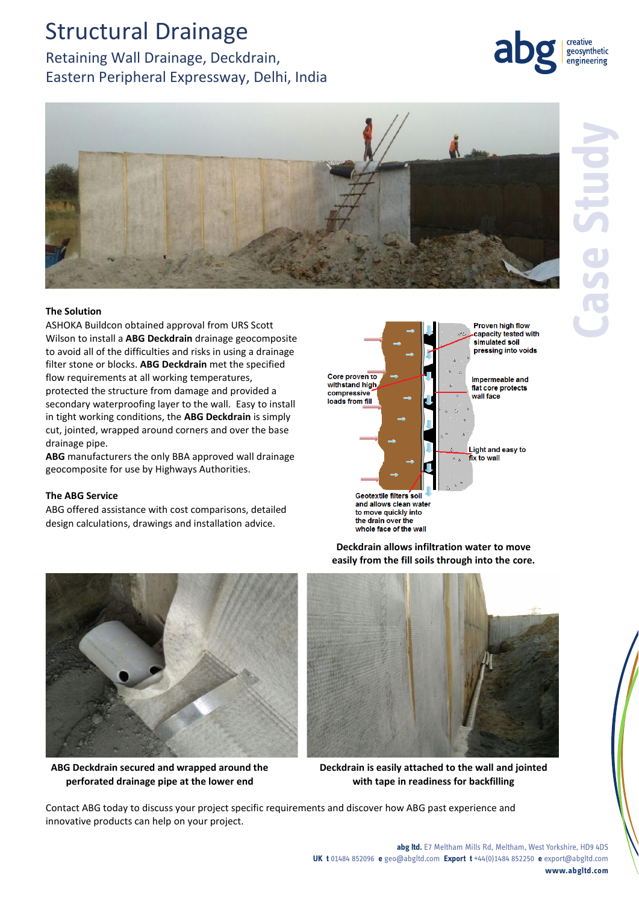# Structural Drainage

Retaining Wall Drainage, Deckdrain, Eastern Peripheral Expressway, Delhi, India

Case Study

### The Solution

ASHOKA Buildcon obtained approval from URS Scott Wilson to install a **ABG Deckdrain** drainage geocomposite to avoid all of the difficulties and risks in using a drainage filter stone or blocks. **ABG Deckdrain** met the specified flow requirements at all working temperatures, protected the structure from damage and provided a secondary waterproofing layer to the wall. Easy to install in tight working conditions, the **ABG Deckdrain** is simply cut, jointed, wrapped around corners and over the base drainage pipe.

**ABG** manufacturers the only BBA approved wall drainage geocomposite for use by Highways Authorities.

### The ABG Service

ABG offered assistance with cost comparisons, detailed design calculations, drawings and installation advice.

Proven high flow capacity tested with simulated soil pressing into voids

Core proven to withstand high compressive loads from fill

Impermeable and flat core protects wall face

Light and easy to fix to wall

Geotextile filters soil and allows clean water to move quickly into the drain over the whole face of the wall

**Deckdrain allows infiltration water to move easily from the fill soils through into the core.**

**ABG Deckdrain secured and wrapped around the perforated drainage pipe at the lower end**

**Deckdrain is easily attached to the wall and jointed with tape in readiness for backfilling**

Contact ABG today to discuss your project specific requirements and discover how ABG past experience and innovative products can help on your project.

**abg ltd.** E7 Meltham Mills Rd, Meltham, West Yorkshire, HD9 4DS
**UK t** 01484 852096 **e** geo@abgltd.com **Export t** +44(0)1484 852250 **e** export@abgltd.com
**www.abgltd.com**